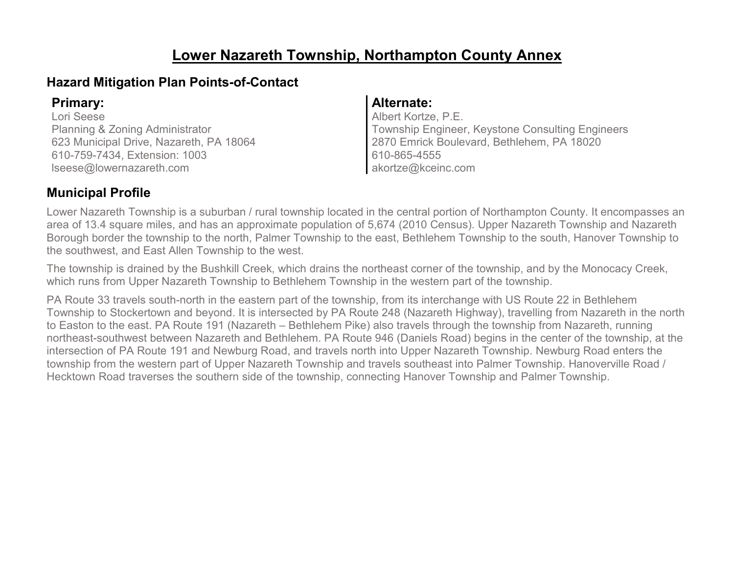# Lower Nazareth Township, Northampton County Annex

## Hazard Mitigation Plan Points-of-Contact

### Primary:

Lori Seese
Planning & Zoning Administrator
623 Municipal Drive, Nazareth, PA 18064
610-759-7434, Extension: 1003
lseese@lowernazareth.com

### Alternate:

Albert Kortze, P.E.
Township Engineer, Keystone Consulting Engineers
2870 Emrick Boulevard, Bethlehem, PA 18020
610-865-4555
akortze@kceinc.com

## Municipal Profile

Lower Nazareth Township is a suburban / rural township located in the central portion of Northampton County. It encompasses an area of 13.4 square miles, and has an approximate population of 5,674 (2010 Census). Upper Nazareth Township and Nazareth Borough border the township to the north, Palmer Township to the east, Bethlehem Township to the south, Hanover Township to the southwest, and East Allen Township to the west.

The township is drained by the Bushkill Creek, which drains the northeast corner of the township, and by the Monocacy Creek, which runs from Upper Nazareth Township to Bethlehem Township in the western part of the township.

PA Route 33 travels south-north in the eastern part of the township, from its interchange with US Route 22 in Bethlehem Township to Stockertown and beyond. It is intersected by PA Route 248 (Nazareth Highway), travelling from Nazareth in the north to Easton to the east. PA Route 191 (Nazareth – Bethlehem Pike) also travels through the township from Nazareth, running northeast-southwest between Nazareth and Bethlehem. PA Route 946 (Daniels Road) begins in the center of the township, at the intersection of PA Route 191 and Newburg Road, and travels north into Upper Nazareth Township. Newburg Road enters the township from the western part of Upper Nazareth Township and travels southeast into Palmer Township. Hanoverville Road / Hecktown Road traverses the southern side of the township, connecting Hanover Township and Palmer Township.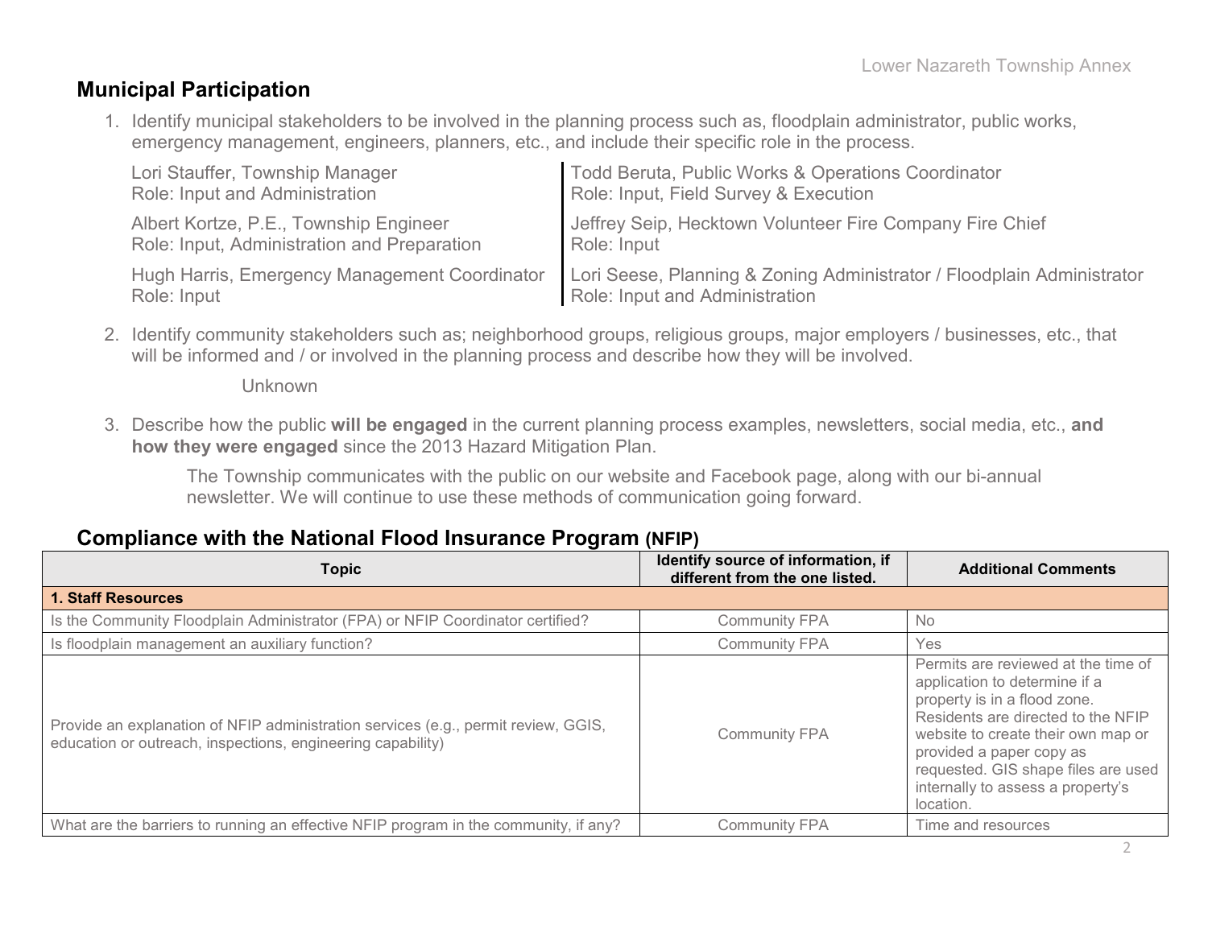## Municipal Participation

1. Identify municipal stakeholders to be involved in the planning process such as, floodplain administrator, public works, emergency management, engineers, planners, etc., and include their specific role in the process.

   Lori Stauffer, Township Manager
   Role: Input and Administration

   Albert Kortze, P.E., Township Engineer
   Role: Input, Administration and Preparation

   Hugh Harris, Emergency Management Coordinator
   Role: Input

   Todd Beruta, Public Works & Operations Coordinator
   Role: Input, Field Survey & Execution

   Jeffrey Seip, Hecktown Volunteer Fire Company Fire Chief
   Role: Input

   Lori Seese, Planning & Zoning Administrator / Floodplain Administrator
   Role: Input and Administration

2. Identify community stakeholders such as; neighborhood groups, religious groups, major employers / businesses, etc., that will be informed and / or involved in the planning process and describe how they will be involved.

   Unknown

3. Describe how the public **will be engaged** in the current planning process examples, newsletters, social media, etc., **and how they were engaged** since the 2013 Hazard Mitigation Plan.

   The Township communicates with the public on our website and Facebook page, along with our bi-annual newsletter. We will continue to use these methods of communication going forward.

## Compliance with the National Flood Insurance Program (NFIP)

| Topic | Identify source of information, if different from the one listed. | Additional Comments |
|---|---|---|
| **1. Staff Resources** | | |
| Is the Community Floodplain Administrator (FPA) or NFIP Coordinator certified? | Community FPA | No |
| Is floodplain management an auxiliary function? | Community FPA | Yes |
| Provide an explanation of NFIP administration services (e.g., permit review, GGIS, education or outreach, inspections, engineering capability) | Community FPA | Permits are reviewed at the time of application to determine if a property is in a flood zone. Residents are directed to the NFIP website to create their own map or provided a paper copy as requested. GIS shape files are used internally to assess a property's location. |
| What are the barriers to running an effective NFIP program in the community, if any? | Community FPA | Time and resources |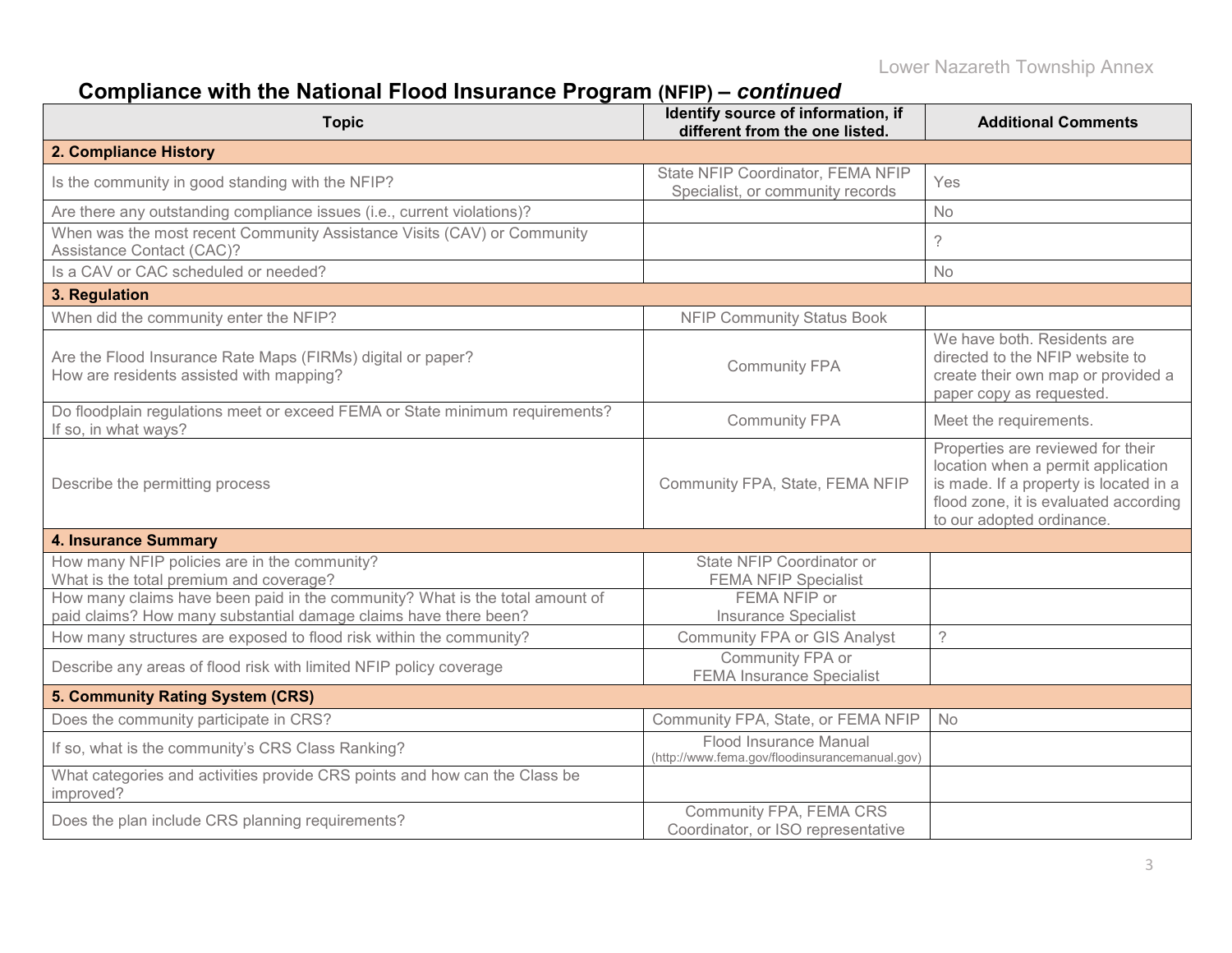## Compliance with the National Flood Insurance Program (NFIP) – *continued*

| Topic | Identify source of information, if different from the one listed. | Additional Comments |
|---|---|---|
| **2. Compliance History** | | |
| Is the community in good standing with the NFIP? | State NFIP Coordinator, FEMA NFIP Specialist, or community records | Yes |
| Are there any outstanding compliance issues (i.e., current violations)? | | No |
| When was the most recent Community Assistance Visits (CAV) or Community Assistance Contact (CAC)? | | ? |
| Is a CAV or CAC scheduled or needed? | | No |
| **3. Regulation** | | |
| When did the community enter the NFIP? | NFIP Community Status Book | |
| Are the Flood Insurance Rate Maps (FIRMs) digital or paper? How are residents assisted with mapping? | Community FPA | We have both. Residents are directed to the NFIP website to create their own map or provided a paper copy as requested. |
| Do floodplain regulations meet or exceed FEMA or State minimum requirements? If so, in what ways? | Community FPA | Meet the requirements. |
| Describe the permitting process | Community FPA, State, FEMA NFIP | Properties are reviewed for their location when a permit application is made. If a property is located in a flood zone, it is evaluated according to our adopted ordinance. |
| **4. Insurance Summary** | | |
| How many NFIP policies are in the community? What is the total premium and coverage? | State NFIP Coordinator or FEMA NFIP Specialist | |
| How many claims have been paid in the community? What is the total amount of paid claims? How many substantial damage claims have there been? | FEMA NFIP or Insurance Specialist | |
| How many structures are exposed to flood risk within the community? | Community FPA or GIS Analyst | ? |
| Describe any areas of flood risk with limited NFIP policy coverage | Community FPA or FEMA Insurance Specialist | |
| **5. Community Rating System (CRS)** | | |
| Does the community participate in CRS? | Community FPA, State, or FEMA NFIP | No |
| If so, what is the community's CRS Class Ranking? | Flood Insurance Manual (http://www.fema.gov/floodinsurancemanual.gov) | |
| What categories and activities provide CRS points and how can the Class be improved? | | |
| Does the plan include CRS planning requirements? | Community FPA, FEMA CRS Coordinator, or ISO representative | |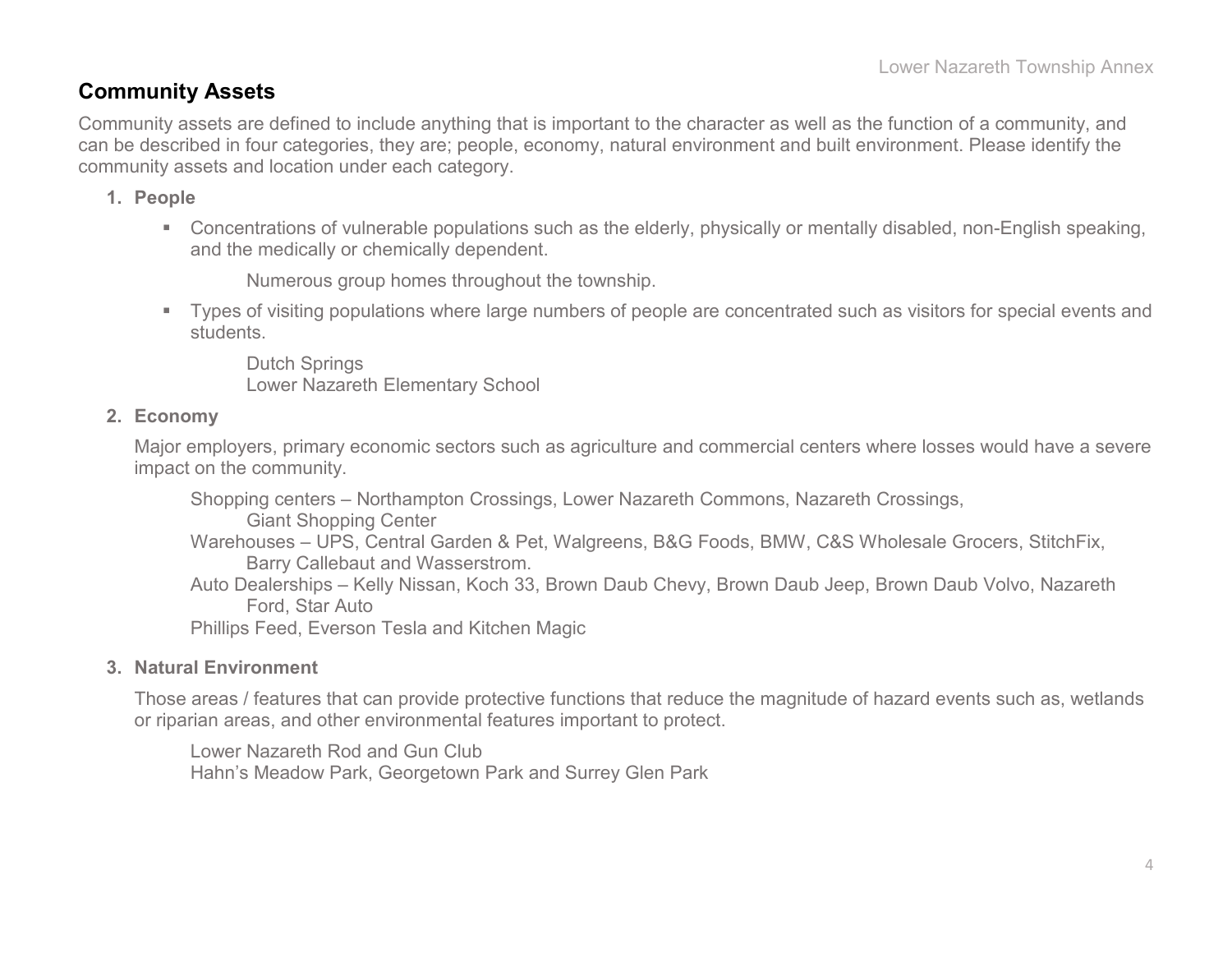## Community Assets

Community assets are defined to include anything that is important to the character as well as the function of a community, and can be described in four categories, they are; people, economy, natural environment and built environment. Please identify the community assets and location under each category.

1. **People**

   - Concentrations of vulnerable populations such as the elderly, physically or mentally disabled, non-English speaking, and the medically or chemically dependent.

     Numerous group homes throughout the township.

   - Types of visiting populations where large numbers of people are concentrated such as visitors for special events and students.

     Dutch Springs
     Lower Nazareth Elementary School

2. **Economy**

   Major employers, primary economic sectors such as agriculture and commercial centers where losses would have a severe impact on the community.

   Shopping centers – Northampton Crossings, Lower Nazareth Commons, Nazareth Crossings, Giant Shopping Center
   Warehouses – UPS, Central Garden & Pet, Walgreens, B&G Foods, BMW, C&S Wholesale Grocers, StitchFix, Barry Callebaut and Wasserstrom.
   Auto Dealerships – Kelly Nissan, Koch 33, Brown Daub Chevy, Brown Daub Jeep, Brown Daub Volvo, Nazareth Ford, Star Auto
   Phillips Feed, Everson Tesla and Kitchen Magic

3. **Natural Environment**

   Those areas / features that can provide protective functions that reduce the magnitude of hazard events such as, wetlands or riparian areas, and other environmental features important to protect.

   Lower Nazareth Rod and Gun Club
   Hahn's Meadow Park, Georgetown Park and Surrey Glen Park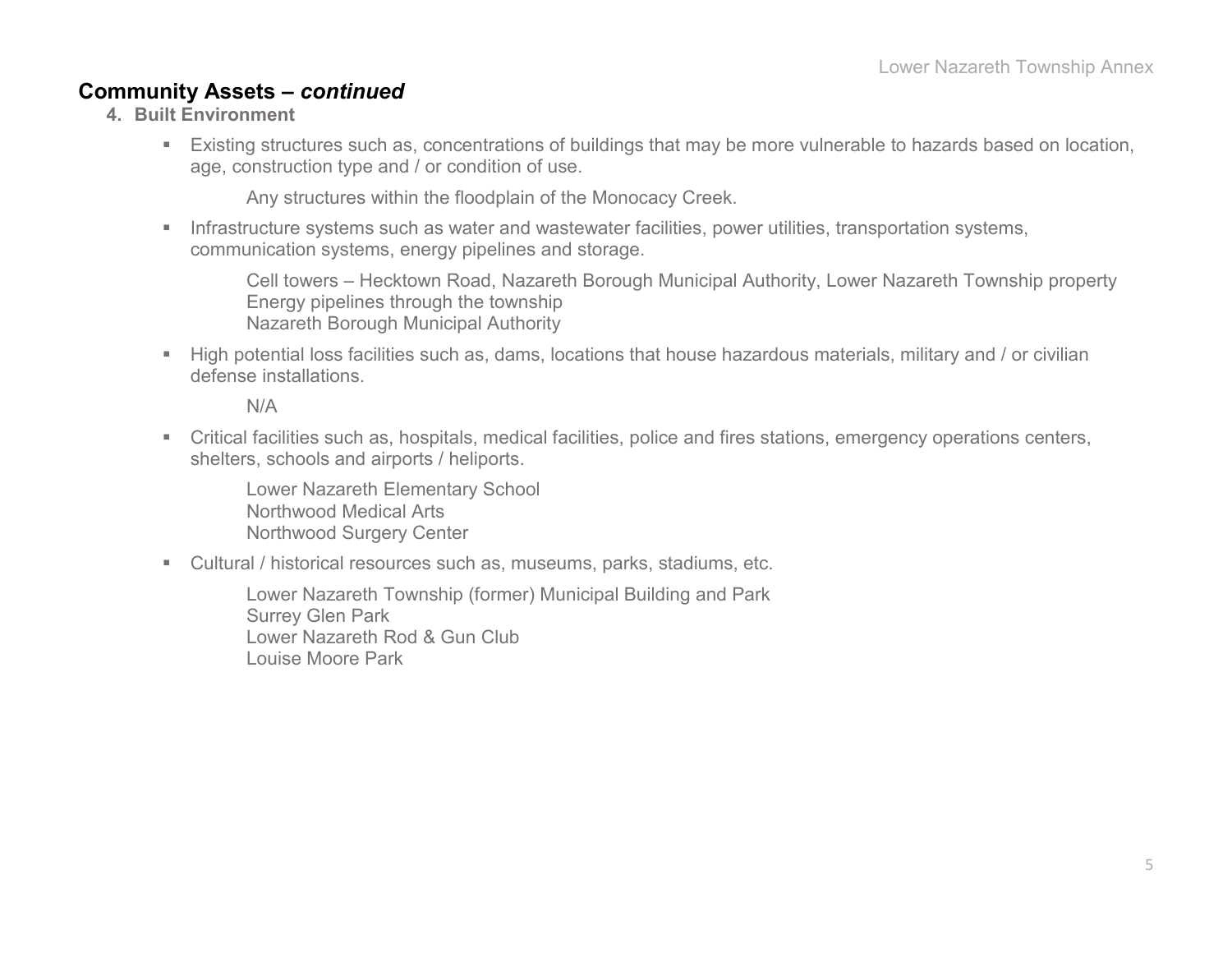## Community Assets – *continued*

**4. Built Environment**

- Existing structures such as, concentrations of buildings that may be more vulnerable to hazards based on location, age, construction type and / or condition of use.

  Any structures within the floodplain of the Monocacy Creek.

- Infrastructure systems such as water and wastewater facilities, power utilities, transportation systems, communication systems, energy pipelines and storage.

  Cell towers – Hecktown Road, Nazareth Borough Municipal Authority, Lower Nazareth Township property
  Energy pipelines through the township
  Nazareth Borough Municipal Authority

- High potential loss facilities such as, dams, locations that house hazardous materials, military and / or civilian defense installations.

  N/A

- Critical facilities such as, hospitals, medical facilities, police and fires stations, emergency operations centers, shelters, schools and airports / heliports.

  Lower Nazareth Elementary School
  Northwood Medical Arts
  Northwood Surgery Center

- Cultural / historical resources such as, museums, parks, stadiums, etc.

  Lower Nazareth Township (former) Municipal Building and Park
  Surrey Glen Park
  Lower Nazareth Rod & Gun Club
  Louise Moore Park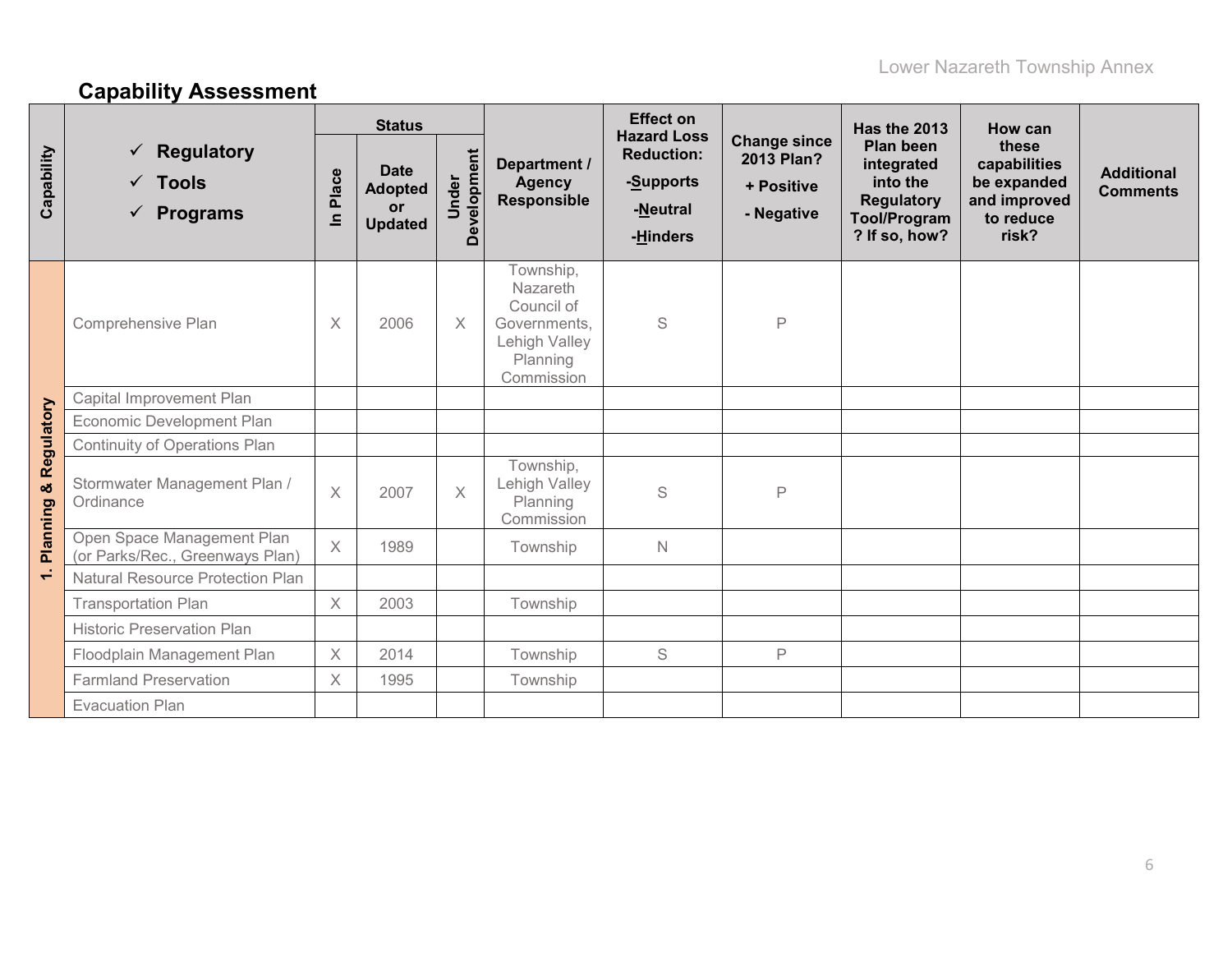## Capability Assessment

| Capability | ✓ Regulatory ✓ Tools ✓ Programs | Status | | | Department / Agency Responsible | Effect on Hazard Loss Reduction: -Supports -Neutral -Hinders | Change since 2013 Plan? + Positive - Negative | Has the 2013 Plan been integrated into the Regulatory Tool/Program? If so, how? | How can these capabilities be expanded and improved to reduce risk? | Additional Comments |
|---|---|---|---|---|---|---|---|---|---|---|
| | | In Place | Date Adopted or Updated | Under Development | | | | | | |
| 1. Planning & Regulatory | Comprehensive Plan | X | 2006 | X | Township, Nazareth Council of Governments, Lehigh Valley Planning Commission | S | P | | | |
| | Capital Improvement Plan | | | | | | | | | |
| | Economic Development Plan | | | | | | | | | |
| | Continuity of Operations Plan | | | | | | | | | |
| | Stormwater Management Plan / Ordinance | X | 2007 | X | Township, Lehigh Valley Planning Commission | S | P | | | |
| | Open Space Management Plan (or Parks/Rec., Greenways Plan) | X | 1989 | | Township | N | | | | |
| | Natural Resource Protection Plan | | | | | | | | | |
| | Transportation Plan | X | 2003 | | Township | | | | | |
| | Historic Preservation Plan | | | | | | | | | |
| | Floodplain Management Plan | X | 2014 | | Township | S | P | | | |
| | Farmland Preservation | X | 1995 | | Township | | | | | |
| | Evacuation Plan | | | | | | | | | |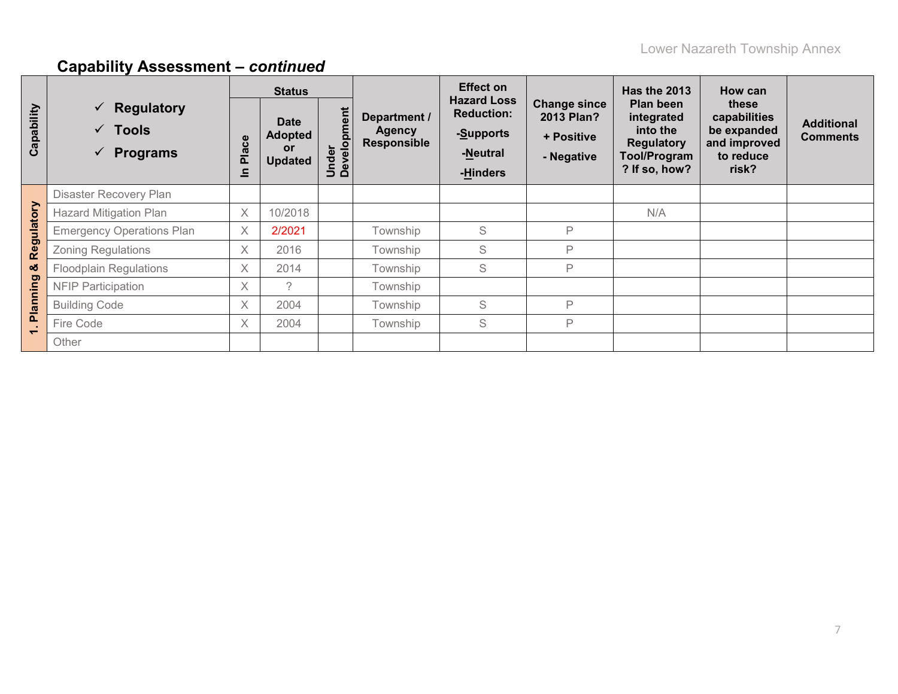## Capability Assessment – *continued*

| Capability | ✓ Regulatory<br>✓ Tools<br>✓ Programs | Status | | | Department / Agency Responsible | Effect on Hazard Loss Reduction:<br>-Supports<br>-Neutral<br>-Hinders | Change since 2013 Plan?<br>+ Positive<br>- Negative | Has the 2013 Plan been integrated into the Regulatory Tool/Program? If so, how? | How can these capabilities be expanded and improved to reduce risk? | Additional Comments |
|---|---|---|---|---|---|---|---|---|---|---|
| | | In Place | Date Adopted or Updated | Under Development | | | | | | |
| 1. Planning & Regulatory | Disaster Recovery Plan | | | | | | | | | |
| | Hazard Mitigation Plan | X | 10/2018 | | | | | N/A | | |
| | Emergency Operations Plan | X | 2/2021 | | Township | S | P | | | |
| | Zoning Regulations | X | 2016 | | Township | S | P | | | |
| | Floodplain Regulations | X | 2014 | | Township | S | P | | | |
| | NFIP Participation | X | ? | | Township | | | | | |
| | Building Code | X | 2004 | | Township | S | P | | | |
| | Fire Code | X | 2004 | | Township | S | P | | | |
| | Other | | | | | | | | | |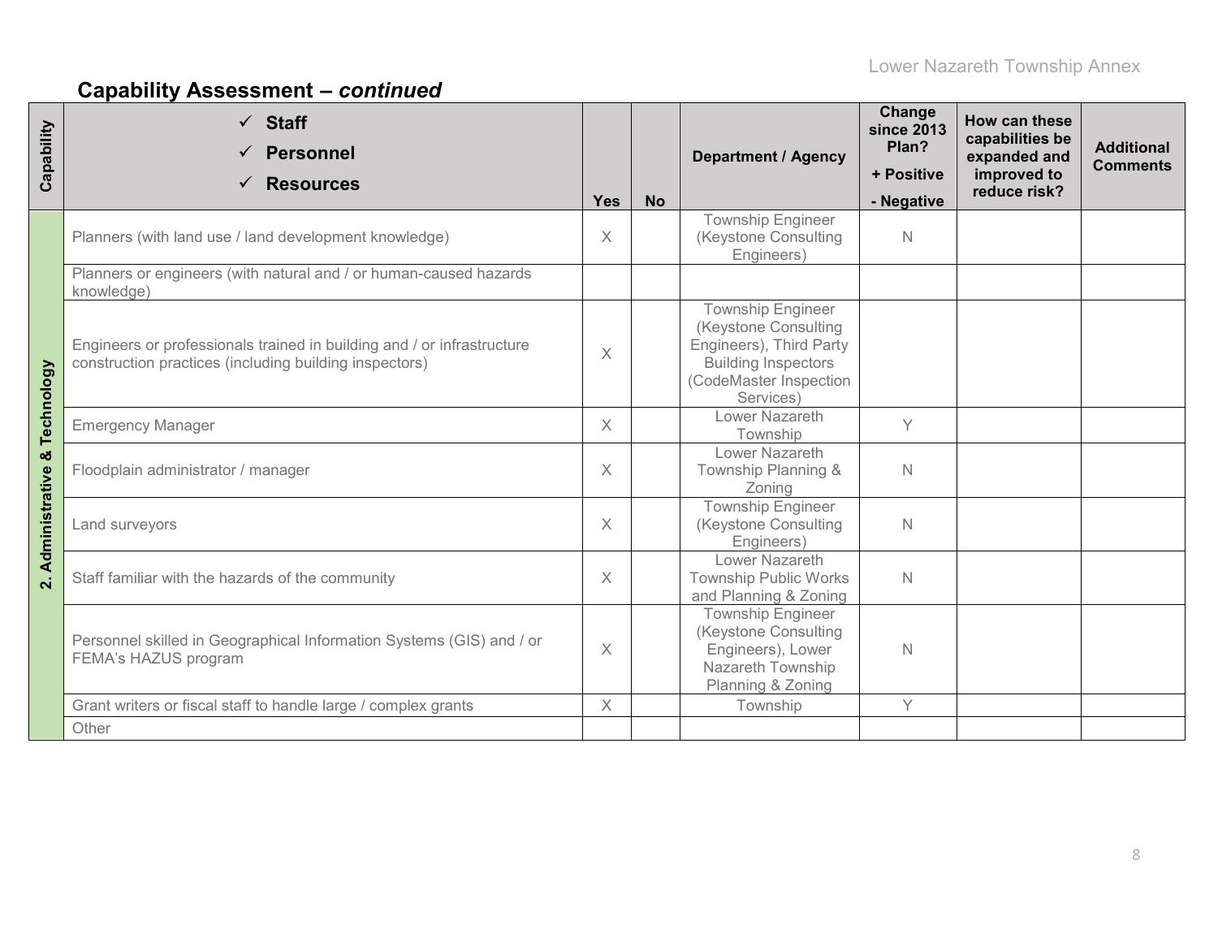## Capability Assessment – *continued*

| Capability | ✓ Staff<br>✓ Personnel<br>✓ Resources | Yes | No | Department / Agency | Change since 2013 Plan?<br>+ Positive<br>- Negative | How can these capabilities be expanded and improved to reduce risk? | Additional Comments |
|---|---|---|---|---|---|---|---|
| 2. Administrative & Technology | Planners (with land use / land development knowledge) | X | | Township Engineer (Keystone Consulting Engineers) | N | | |
| | Planners or engineers (with natural and / or human-caused hazards knowledge) | | | | | | |
| | Engineers or professionals trained in building and / or infrastructure construction practices (including building inspectors) | X | | Township Engineer (Keystone Consulting Engineers), Third Party Building Inspectors (CodeMaster Inspection Services) | | | |
| | Emergency Manager | X | | Lower Nazareth Township | Y | | |
| | Floodplain administrator / manager | X | | Lower Nazareth Township Planning & Zoning | N | | |
| | Land surveyors | X | | Township Engineer (Keystone Consulting Engineers) | N | | |
| | Staff familiar with the hazards of the community | X | | Lower Nazareth Township Public Works and Planning & Zoning | N | | |
| | Personnel skilled in Geographical Information Systems (GIS) and / or FEMA's HAZUS program | X | | Township Engineer (Keystone Consulting Engineers), Lower Nazareth Township Planning & Zoning | N | | |
| | Grant writers or fiscal staff to handle large / complex grants | X | | Township | Y | | |
| | Other | | | | | | |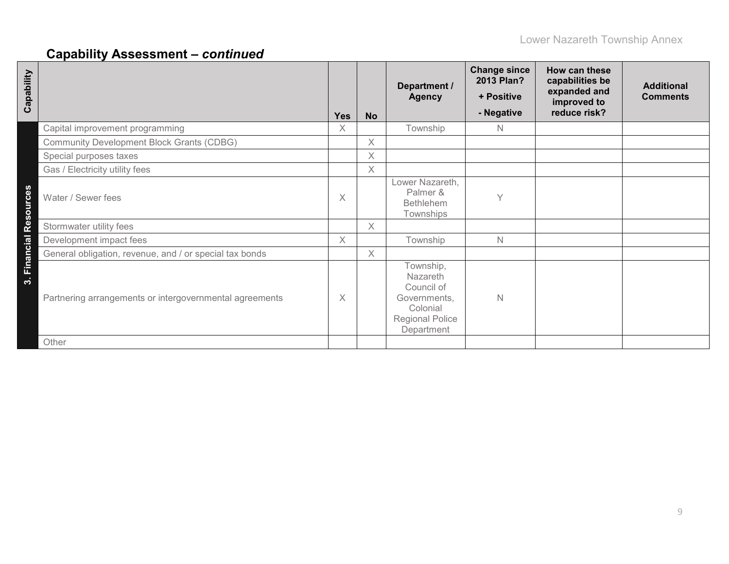## Capability Assessment – *continued*

| Capability | | Yes | No | Department / Agency | Change since 2013 Plan? + Positive - Negative | How can these capabilities be expanded and improved to reduce risk? | Additional Comments |
|---|---|---|---|---|---|---|---|
| 3. Financial Resources | Capital improvement programming | X | | Township | N | | |
| | Community Development Block Grants (CDBG) | | X | | | | |
| | Special purposes taxes | | X | | | | |
| | Gas / Electricity utility fees | | X | | | | |
| | Water / Sewer fees | X | | Lower Nazareth, Palmer & Bethlehem Townships | Y | | |
| | Stormwater utility fees | | X | | | | |
| | Development impact fees | X | | Township | N | | |
| | General obligation, revenue, and / or special tax bonds | | X | | | | |
| | Partnering arrangements or intergovernmental agreements | X | | Township, Nazareth Council of Governments, Colonial Regional Police Department | N | | |
| | Other | | | | | | |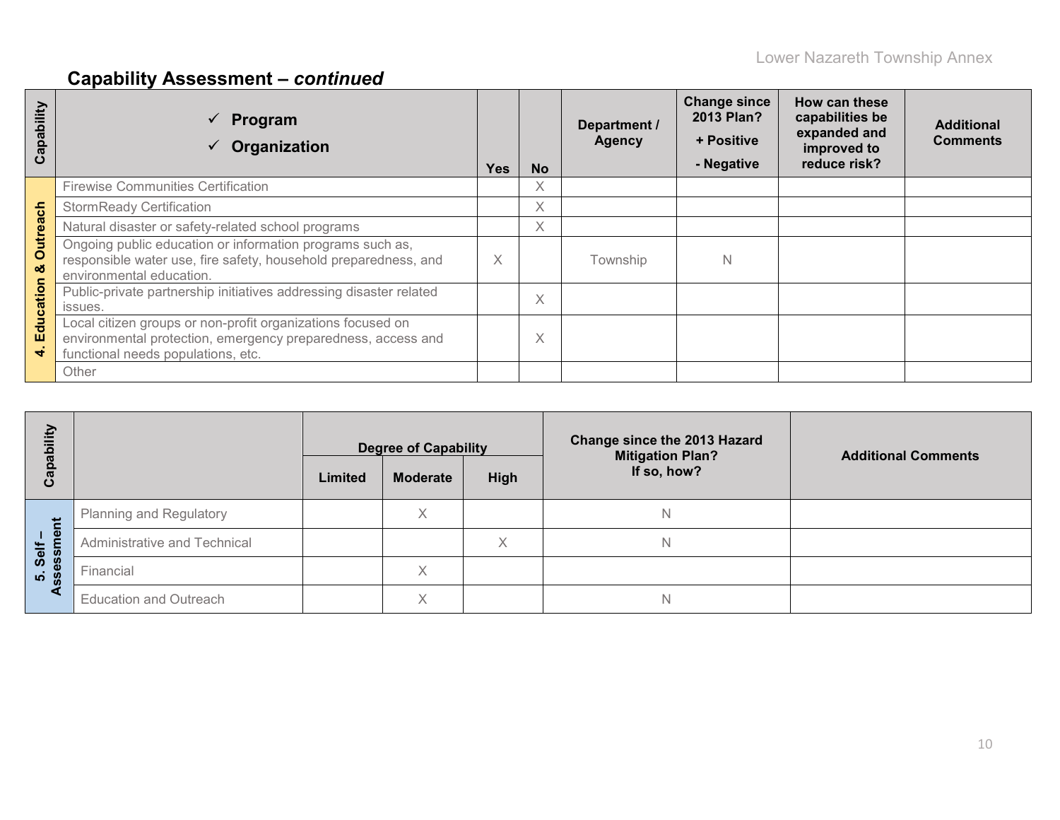## Capability Assessment – *continued*

| Capability | ✓ Program<br>✓ Organization | Yes | No | Department / Agency | Change since 2013 Plan?<br>+ Positive<br>- Negative | How can these capabilities be expanded and improved to reduce risk? | Additional Comments |
|---|---|---|---|---|---|---|---|
| 4. Education & Outreach | Firewise Communities Certification | | X | | | | |
| | StormReady Certification | | X | | | | |
| | Natural disaster or safety-related school programs | | X | | | | |
| | Ongoing public education or information programs such as, responsible water use, fire safety, household preparedness, and environmental education. | X | | Township | N | | |
| | Public-private partnership initiatives addressing disaster related issues. | | X | | | | |
| | Local citizen groups or non-profit organizations focused on environmental protection, emergency preparedness, access and functional needs populations, etc. | | X | | | | |
| | Other | | | | | | |

| Capability | | Degree of Capability | | | Change since the 2013 Hazard Mitigation Plan? If so, how? | Additional Comments |
|---|---|---|---|---|---|---|
| | | Limited | Moderate | High | | |
| 5. Self – Assessment | Planning and Regulatory | | X | | N | |
| | Administrative and Technical | | | X | N | |
| | Financial | | X | | | |
| | Education and Outreach | | X | | N | |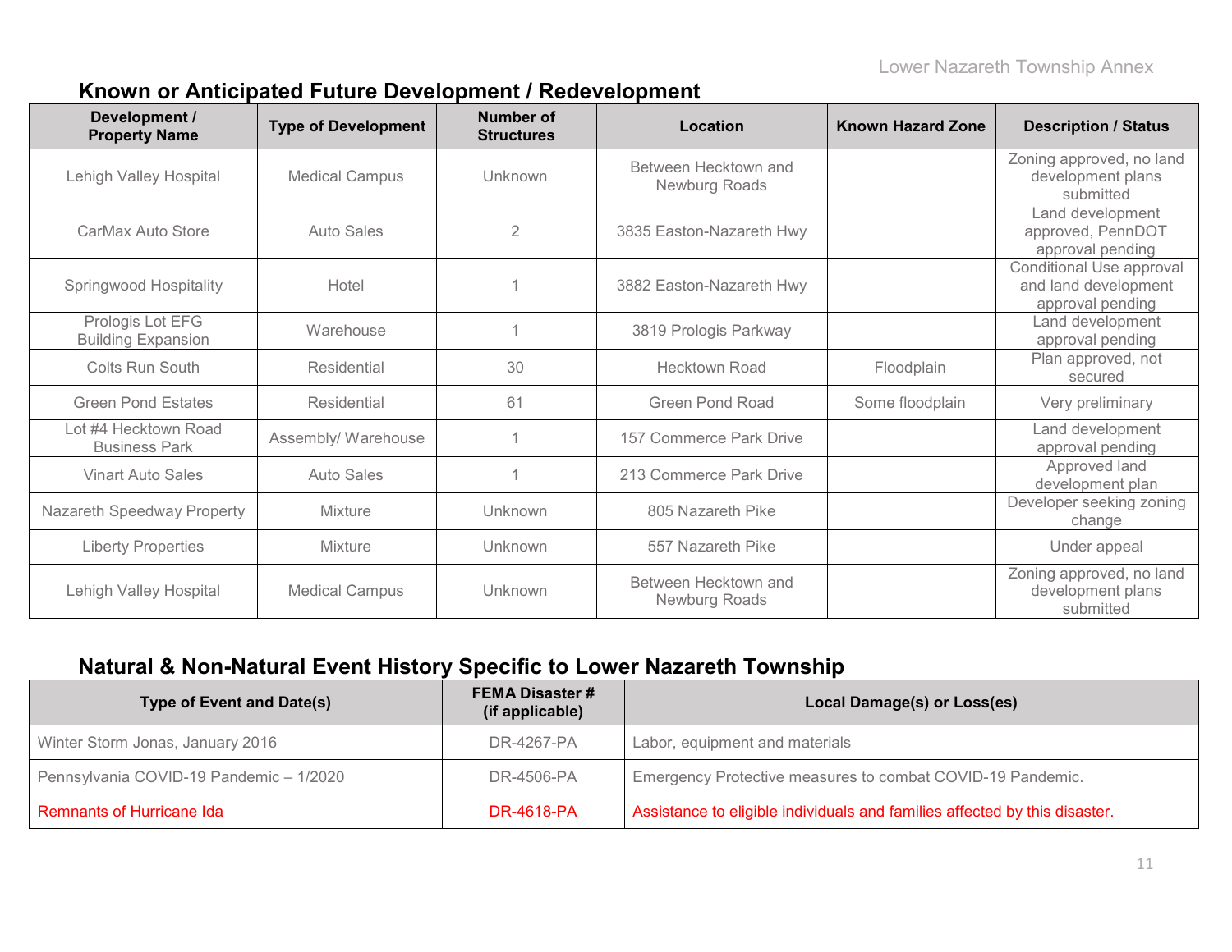## Known or Anticipated Future Development / Redevelopment

| Development / Property Name | Type of Development | Number of Structures | Location | Known Hazard Zone | Description / Status |
|---|---|---|---|---|---|
| Lehigh Valley Hospital | Medical Campus | Unknown | Between Hecktown and Newburg Roads | | Zoning approved, no land development plans submitted |
| CarMax Auto Store | Auto Sales | 2 | 3835 Easton-Nazareth Hwy | | Land development approved, PennDOT approval pending |
| Springwood Hospitality | Hotel | 1 | 3882 Easton-Nazareth Hwy | | Conditional Use approval and land development approval pending |
| Prologis Lot EFG Building Expansion | Warehouse | 1 | 3819 Prologis Parkway | | Land development approval pending |
| Colts Run South | Residential | 30 | Hecktown Road | Floodplain | Plan approved, not secured |
| Green Pond Estates | Residential | 61 | Green Pond Road | Some floodplain | Very preliminary |
| Lot #4 Hecktown Road Business Park | Assembly/ Warehouse | 1 | 157 Commerce Park Drive | | Land development approval pending |
| Vinart Auto Sales | Auto Sales | 1 | 213 Commerce Park Drive | | Approved land development plan |
| Nazareth Speedway Property | Mixture | Unknown | 805 Nazareth Pike | | Developer seeking zoning change |
| Liberty Properties | Mixture | Unknown | 557 Nazareth Pike | | Under appeal |
| Lehigh Valley Hospital | Medical Campus | Unknown | Between Hecktown and Newburg Roads | | Zoning approved, no land development plans submitted |

## Natural & Non-Natural Event History Specific to Lower Nazareth Township

| Type of Event and Date(s) | FEMA Disaster # (if applicable) | Local Damage(s) or Loss(es) |
|---|---|---|
| Winter Storm Jonas, January 2016 | DR-4267-PA | Labor, equipment and materials |
| Pennsylvania COVID-19 Pandemic – 1/2020 | DR-4506-PA | Emergency Protective measures to combat COVID-19 Pandemic. |
| Remnants of Hurricane Ida | DR-4618-PA | Assistance to eligible individuals and families affected by this disaster. |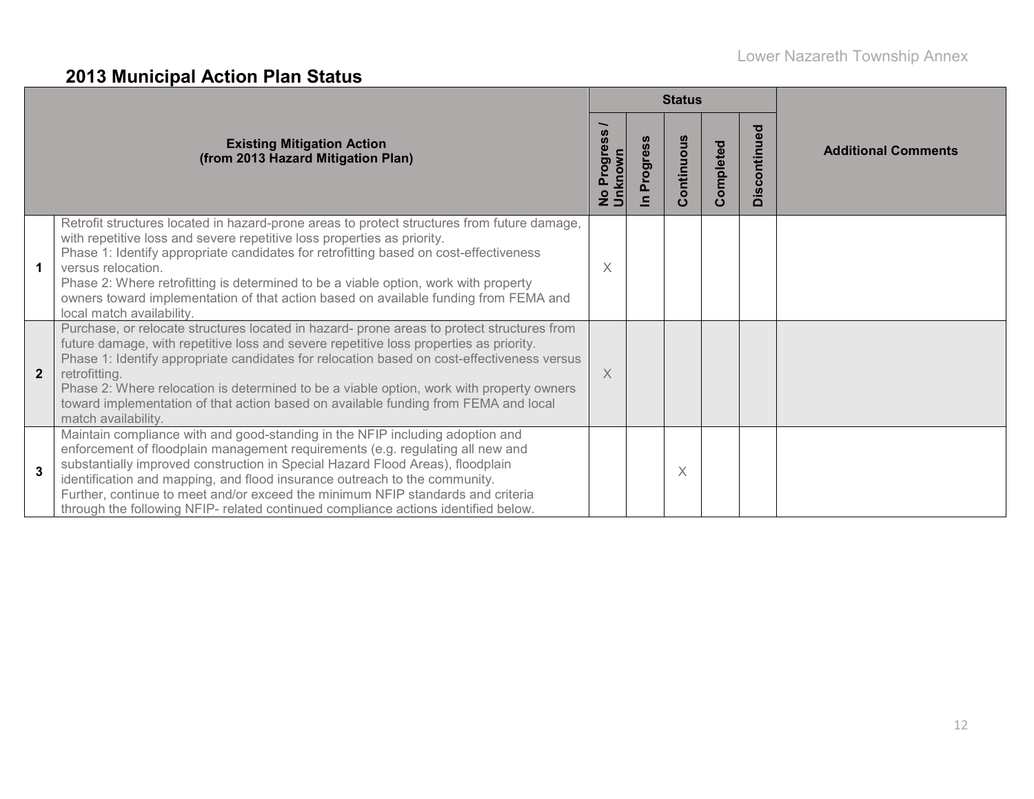## 2013 Municipal Action Plan Status

| | Existing Mitigation Action (from 2013 Hazard Mitigation Plan) | Status | | | | | Additional Comments |
|---|---|---|---|---|---|---|---|
| | | No Progress / Unknown | In Progress | Continuous | Completed | Discontinued | |
| **1** | Retrofit structures located in hazard-prone areas to protect structures from future damage, with repetitive loss and severe repetitive loss properties as priority.<br>Phase 1: Identify appropriate candidates for retrofitting based on cost-effectiveness versus relocation.<br>Phase 2: Where retrofitting is determined to be a viable option, work with property owners toward implementation of that action based on available funding from FEMA and local match availability. | X | | | | | |
| **2** | Purchase, or relocate structures located in hazard- prone areas to protect structures from future damage, with repetitive loss and severe repetitive loss properties as priority.<br>Phase 1: Identify appropriate candidates for relocation based on cost-effectiveness versus retrofitting.<br>Phase 2: Where relocation is determined to be a viable option, work with property owners toward implementation of that action based on available funding from FEMA and local match availability. | X | | | | | |
| **3** | Maintain compliance with and good-standing in the NFIP including adoption and enforcement of floodplain management requirements (e.g. regulating all new and substantially improved construction in Special Hazard Flood Areas), floodplain identification and mapping, and flood insurance outreach to the community.<br>Further, continue to meet and/or exceed the minimum NFIP standards and criteria through the following NFIP- related continued compliance actions identified below. | | | X | | | |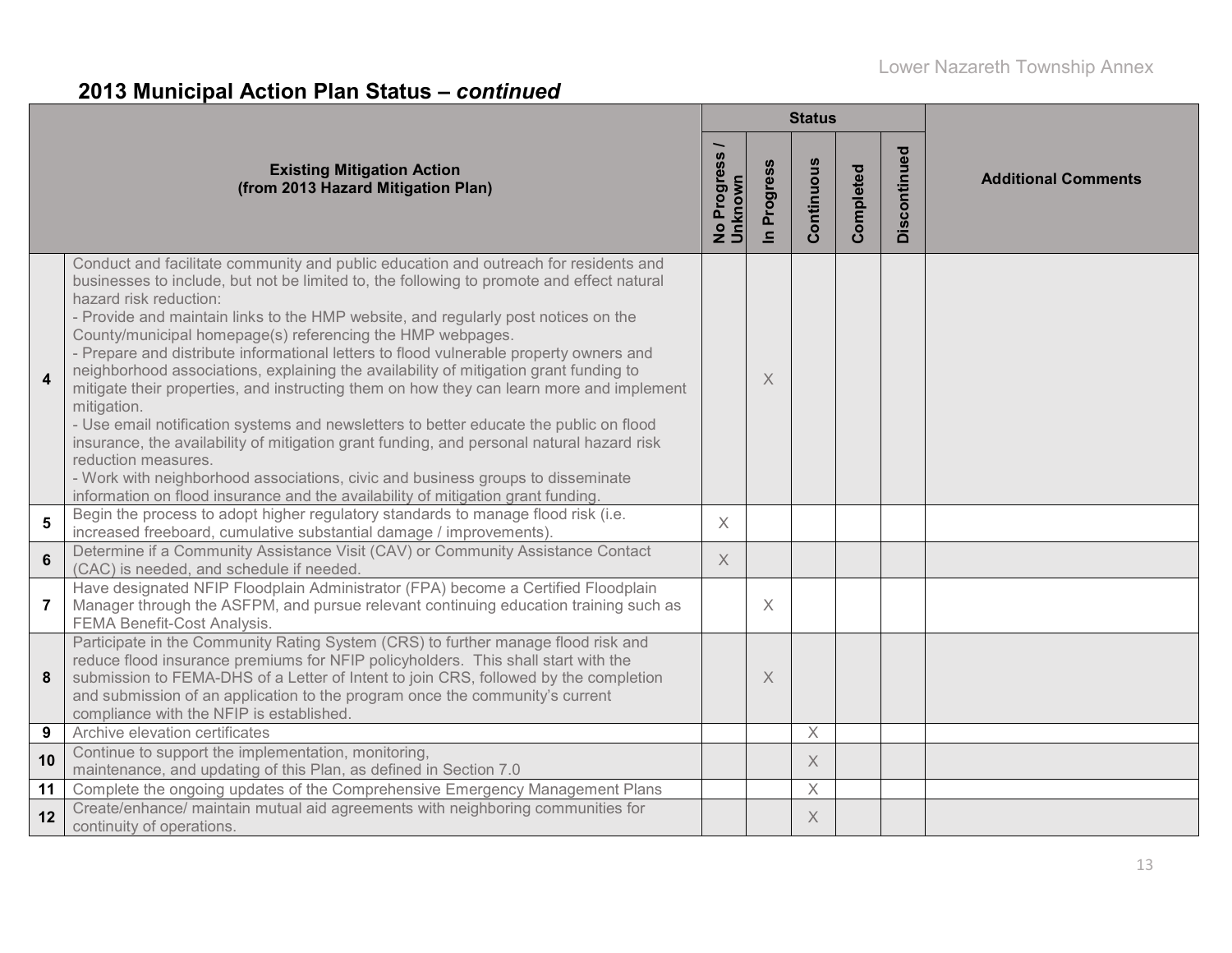## 2013 Municipal Action Plan Status – *continued*

| | Existing Mitigation Action (from 2013 Hazard Mitigation Plan) | Status | | | | | Additional Comments |
|---|---|---|---|---|---|---|---|
| | | No Progress / Unknown | In Progress | Continuous | Completed | Discontinued | |
| **4** | Conduct and facilitate community and public education and outreach for residents and businesses to include, but not be limited to, the following to promote and effect natural hazard risk reduction:<br>- Provide and maintain links to the HMP website, and regularly post notices on the County/municipal homepage(s) referencing the HMP webpages.<br>- Prepare and distribute informational letters to flood vulnerable property owners and neighborhood associations, explaining the availability of mitigation grant funding to mitigate their properties, and instructing them on how they can learn more and implement mitigation.<br>- Use email notification systems and newsletters to better educate the public on flood insurance, the availability of mitigation grant funding, and personal natural hazard risk reduction measures.<br>- Work with neighborhood associations, civic and business groups to disseminate information on flood insurance and the availability of mitigation grant funding. | | X | | | | |
| **5** | Begin the process to adopt higher regulatory standards to manage flood risk (i.e. increased freeboard, cumulative substantial damage / improvements). | X | | | | | |
| **6** | Determine if a Community Assistance Visit (CAV) or Community Assistance Contact (CAC) is needed, and schedule if needed. | X | | | | | |
| **7** | Have designated NFIP Floodplain Administrator (FPA) become a Certified Floodplain Manager through the ASFPM, and pursue relevant continuing education training such as FEMA Benefit-Cost Analysis. | | X | | | | |
| **8** | Participate in the Community Rating System (CRS) to further manage flood risk and reduce flood insurance premiums for NFIP policyholders. This shall start with the submission to FEMA-DHS of a Letter of Intent to join CRS, followed by the completion and submission of an application to the program once the community's current compliance with the NFIP is established. | | X | | | | |
| **9** | Archive elevation certificates | | | X | | | |
| **10** | Continue to support the implementation, monitoring, maintenance, and updating of this Plan, as defined in Section 7.0 | | | X | | | |
| **11** | Complete the ongoing updates of the Comprehensive Emergency Management Plans | | | X | | | |
| **12** | Create/enhance/ maintain mutual aid agreements with neighboring communities for continuity of operations. | | | X | | | |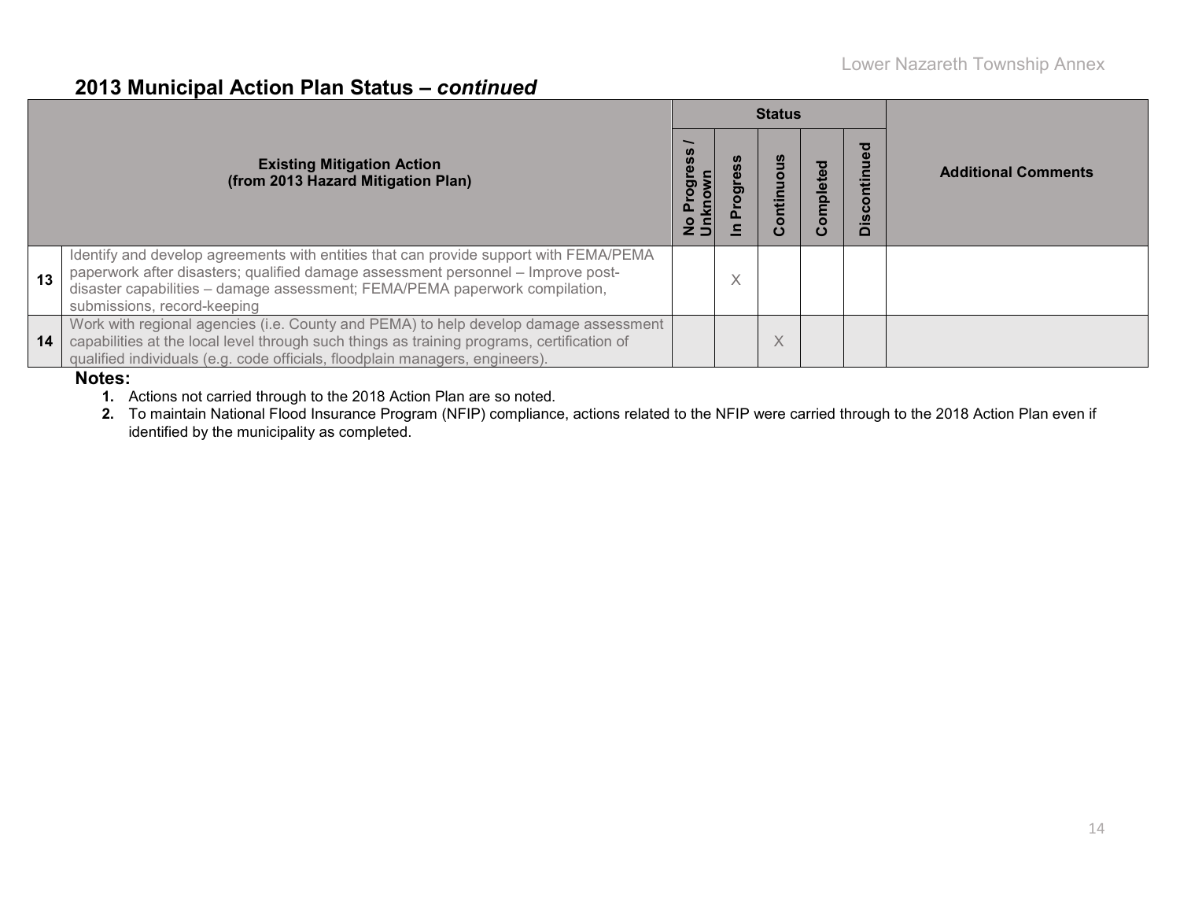## 2013 Municipal Action Plan Status – *continued*

| | Existing Mitigation Action (from 2013 Hazard Mitigation Plan) | Status | | | | | Additional Comments |
|---|---|---|---|---|---|---|---|
| | | No Progress / Unknown | In Progress | Continuous | Completed | Discontinued | |
| 13 | Identify and develop agreements with entities that can provide support with FEMA/PEMA paperwork after disasters; qualified damage assessment personnel – Improve post-disaster capabilities – damage assessment; FEMA/PEMA paperwork compilation, submissions, record-keeping | | X | | | | |
| 14 | Work with regional agencies (i.e. County and PEMA) to help develop damage assessment capabilities at the local level through such things as training programs, certification of qualified individuals (e.g. code officials, floodplain managers, engineers). | | | X | | | |

**Notes:**

1. Actions not carried through to the 2018 Action Plan are so noted.
2. To maintain National Flood Insurance Program (NFIP) compliance, actions related to the NFIP were carried through to the 2018 Action Plan even if identified by the municipality as completed.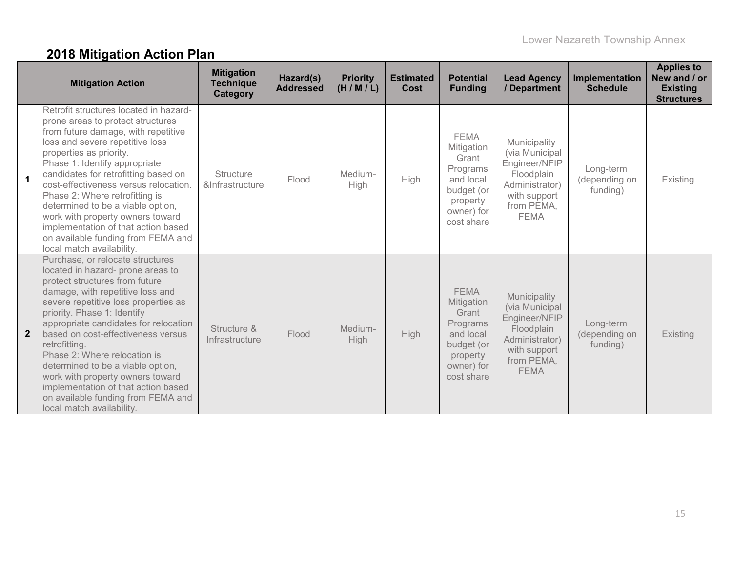## 2018 Mitigation Action Plan

| | Mitigation Action | Mitigation Technique Category | Hazard(s) Addressed | Priority (H / M / L) | Estimated Cost | Potential Funding | Lead Agency / Department | Implementation Schedule | Applies to New and / or Existing Structures |
|---|---|---|---|---|---|---|---|---|---|
| 1 | Retrofit structures located in hazard-prone areas to protect structures from future damage, with repetitive loss and severe repetitive loss properties as priority. Phase 1: Identify appropriate candidates for retrofitting based on cost-effectiveness versus relocation. Phase 2: Where retrofitting is determined to be a viable option, work with property owners toward implementation of that action based on available funding from FEMA and local match availability. | Structure &Infrastructure | Flood | Medium-High | High | FEMA Mitigation Grant Programs and local budget (or property owner) for cost share | Municipality (via Municipal Engineer/NFIP Floodplain Administrator) with support from PEMA, FEMA | Long-term (depending on funding) | Existing |
| 2 | Purchase, or relocate structures located in hazard- prone areas to protect structures from future damage, with repetitive loss and severe repetitive loss properties as priority. Phase 1: Identify appropriate candidates for relocation based on cost-effectiveness versus retrofitting. Phase 2: Where relocation is determined to be a viable option, work with property owners toward implementation of that action based on available funding from FEMA and local match availability. | Structure & Infrastructure | Flood | Medium-High | High | FEMA Mitigation Grant Programs and local budget (or property owner) for cost share | Municipality (via Municipal Engineer/NFIP Floodplain Administrator) with support from PEMA, FEMA | Long-term (depending on funding) | Existing |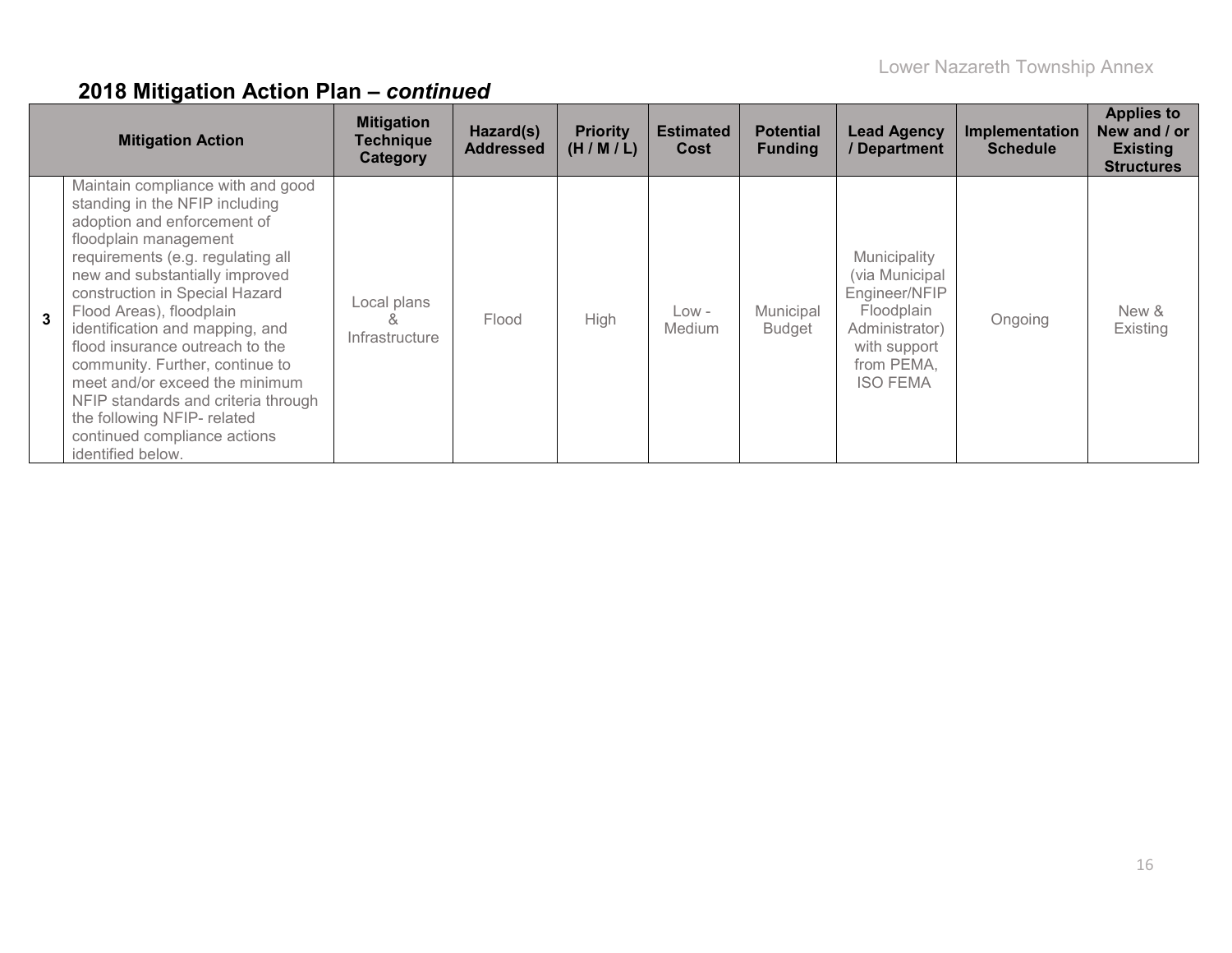## 2018 Mitigation Action Plan – *continued*

| | Mitigation Action | Mitigation Technique Category | Hazard(s) Addressed | Priority (H / M / L) | Estimated Cost | Potential Funding | Lead Agency / Department | Implementation Schedule | Applies to New and / or Existing Structures |
|---|---|---|---|---|---|---|---|---|---|
| **3** | Maintain compliance with and good standing in the NFIP including adoption and enforcement of floodplain management requirements (e.g. regulating all new and substantially improved construction in Special Hazard Flood Areas), floodplain identification and mapping, and flood insurance outreach to the community. Further, continue to meet and/or exceed the minimum NFIP standards and criteria through the following NFIP- related continued compliance actions identified below. | Local plans & Infrastructure | Flood | High | Low - Medium | Municipal Budget | Municipality (via Municipal Engineer/NFIP Floodplain Administrator) with support from PEMA, ISO FEMA | Ongoing | New & Existing |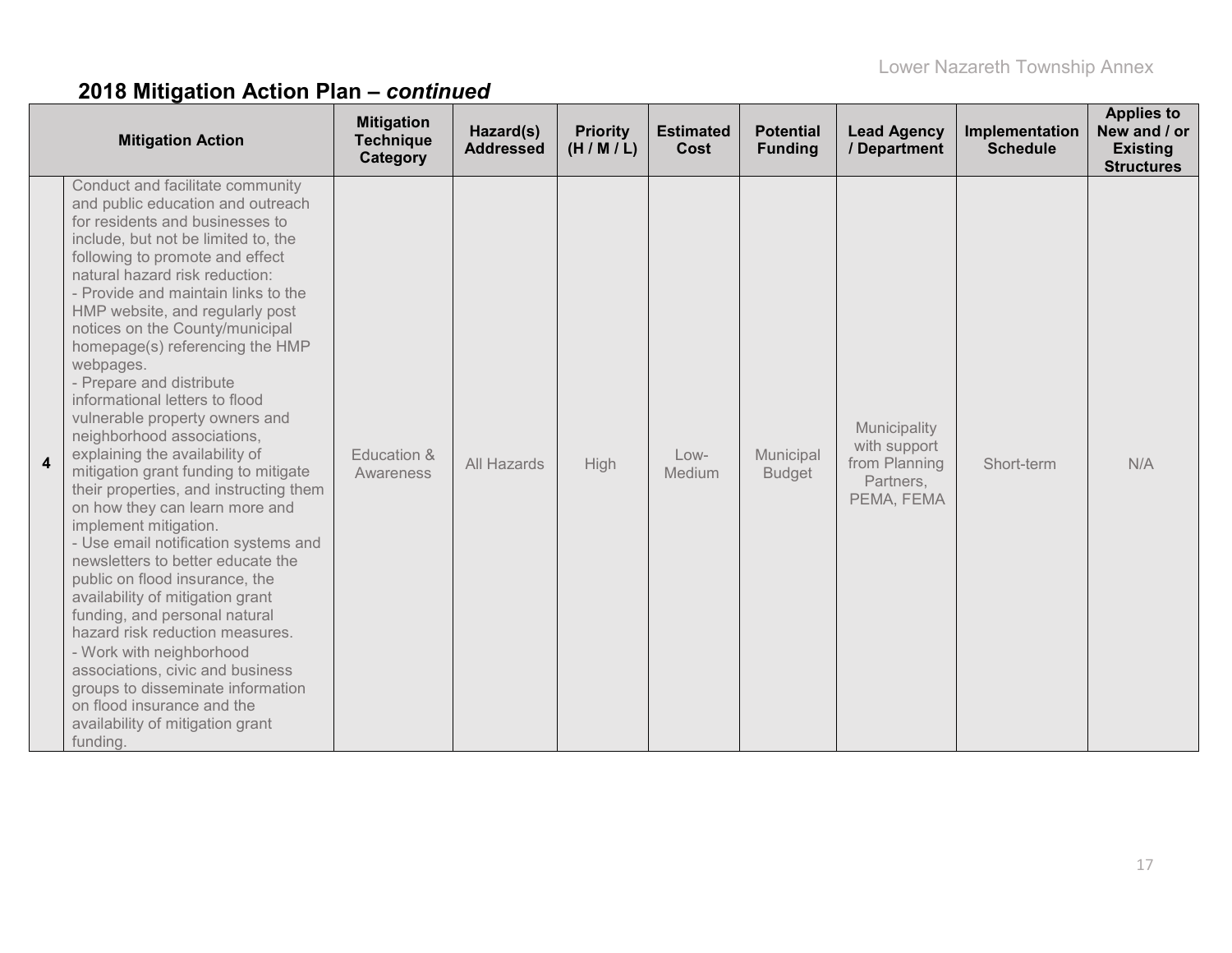## 2018 Mitigation Action Plan – *continued*

| | Mitigation Action | Mitigation Technique Category | Hazard(s) Addressed | Priority (H / M / L) | Estimated Cost | Potential Funding | Lead Agency / Department | Implementation Schedule | Applies to New and / or Existing Structures |
|---|---|---|---|---|---|---|---|---|---|
| **4** | Conduct and facilitate community and public education and outreach for residents and businesses to include, but not be limited to, the following to promote and effect natural hazard risk reduction:<br>- Provide and maintain links to the HMP website, and regularly post notices on the County/municipal homepage(s) referencing the HMP webpages.<br>- Prepare and distribute informational letters to flood vulnerable property owners and neighborhood associations, explaining the availability of mitigation grant funding to mitigate their properties, and instructing them on how they can learn more and implement mitigation.<br>- Use email notification systems and newsletters to better educate the public on flood insurance, the availability of mitigation grant funding, and personal natural hazard risk reduction measures.<br>- Work with neighborhood associations, civic and business groups to disseminate information on flood insurance and the availability of mitigation grant funding. | Education & Awareness | All Hazards | High | Low-Medium | Municipal Budget | Municipality with support from Planning Partners, PEMA, FEMA | Short-term | N/A |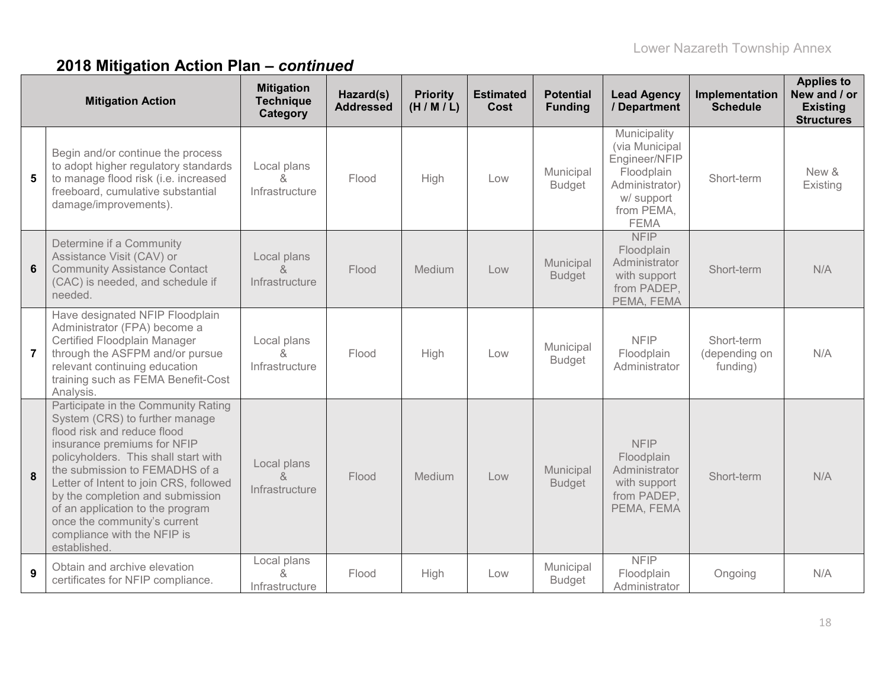## 2018 Mitigation Action Plan – *continued*

| | Mitigation Action | Mitigation Technique Category | Hazard(s) Addressed | Priority (H / M / L) | Estimated Cost | Potential Funding | Lead Agency / Department | Implementation Schedule | Applies to New and / or Existing Structures |
|---|---|---|---|---|---|---|---|---|---|
| 5 | Begin and/or continue the process to adopt higher regulatory standards to manage flood risk (i.e. increased freeboard, cumulative substantial damage/improvements). | Local plans & Infrastructure | Flood | High | Low | Municipal Budget | Municipality (via Municipal Engineer/NFIP Floodplain Administrator) w/ support from PEMA, FEMA | Short-term | New & Existing |
| 6 | Determine if a Community Assistance Visit (CAV) or Community Assistance Contact (CAC) is needed, and schedule if needed. | Local plans & Infrastructure | Flood | Medium | Low | Municipal Budget | NFIP Floodplain Administrator with support from PADEP, PEMA, FEMA | Short-term | N/A |
| 7 | Have designated NFIP Floodplain Administrator (FPA) become a Certified Floodplain Manager through the ASFPM and/or pursue relevant continuing education training such as FEMA Benefit-Cost Analysis. | Local plans & Infrastructure | Flood | High | Low | Municipal Budget | NFIP Floodplain Administrator | Short-term (depending on funding) | N/A |
| 8 | Participate in the Community Rating System (CRS) to further manage flood risk and reduce flood insurance premiums for NFIP policyholders. This shall start with the submission to FEMADHS of a Letter of Intent to join CRS, followed by the completion and submission of an application to the program once the community's current compliance with the NFIP is established. | Local plans & Infrastructure | Flood | Medium | Low | Municipal Budget | NFIP Floodplain Administrator with support from PADEP, PEMA, FEMA | Short-term | N/A |
| 9 | Obtain and archive elevation certificates for NFIP compliance. | Local plans & Infrastructure | Flood | High | Low | Municipal Budget | NFIP Floodplain Administrator | Ongoing | N/A |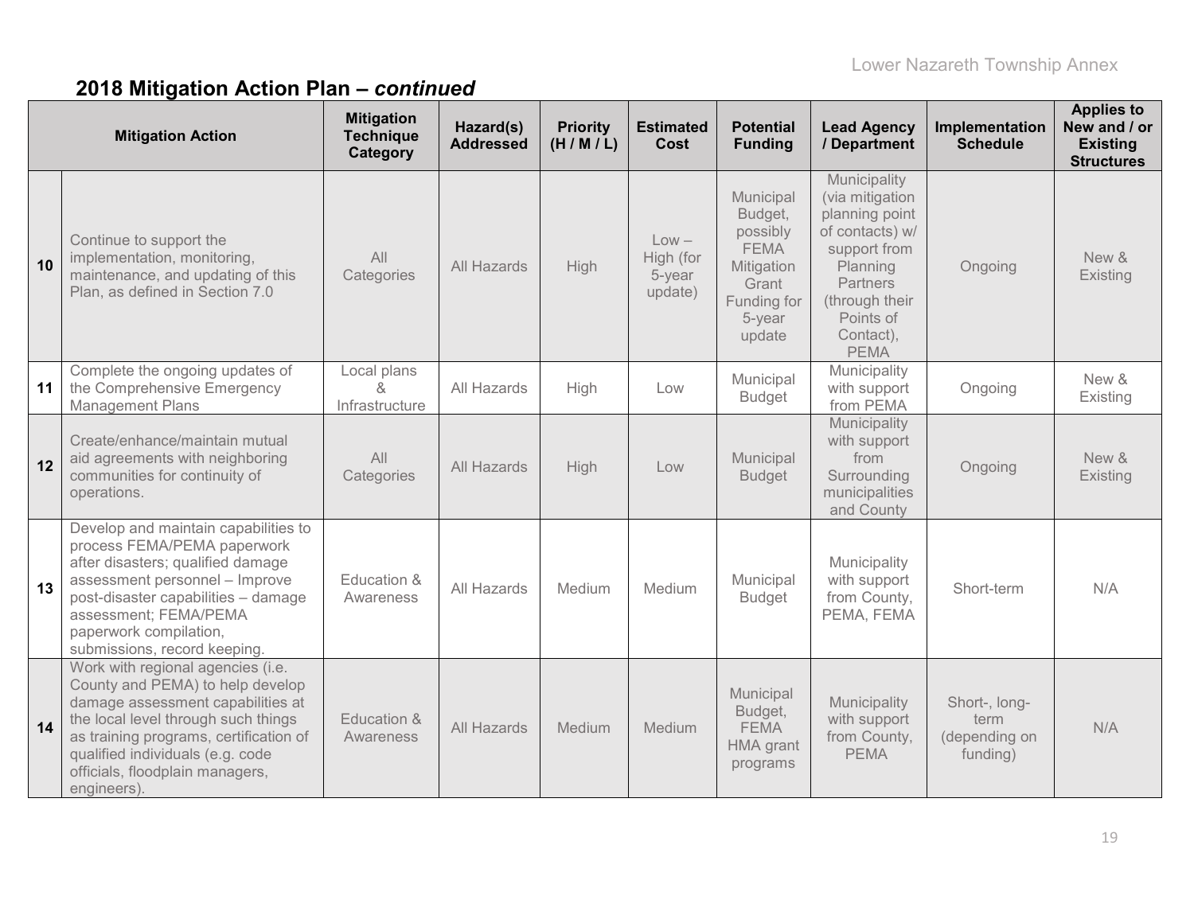## 2018 Mitigation Action Plan – *continued*

| | Mitigation Action | Mitigation Technique Category | Hazard(s) Addressed | Priority (H / M / L) | Estimated Cost | Potential Funding | Lead Agency / Department | Implementation Schedule | Applies to New and / or Existing Structures |
|---|---|---|---|---|---|---|---|---|---|
| 10 | Continue to support the implementation, monitoring, maintenance, and updating of this Plan, as defined in Section 7.0 | All Categories | All Hazards | High | Low – High (for 5-year update) | Municipal Budget, possibly FEMA Mitigation Grant Funding for 5-year update | Municipality (via mitigation planning point of contacts) w/ support from Planning Partners (through their Points of Contact), PEMA | Ongoing | New & Existing |
| 11 | Complete the ongoing updates of the Comprehensive Emergency Management Plans | Local plans & Infrastructure | All Hazards | High | Low | Municipal Budget | Municipality with support from PEMA | Ongoing | New & Existing |
| 12 | Create/enhance/maintain mutual aid agreements with neighboring communities for continuity of operations. | All Categories | All Hazards | High | Low | Municipal Budget | Municipality with support from Surrounding municipalities and County | Ongoing | New & Existing |
| 13 | Develop and maintain capabilities to process FEMA/PEMA paperwork after disasters; qualified damage assessment personnel – Improve post-disaster capabilities – damage assessment; FEMA/PEMA paperwork compilation, submissions, record keeping. | Education & Awareness | All Hazards | Medium | Medium | Municipal Budget | Municipality with support from County, PEMA, FEMA | Short-term | N/A |
| 14 | Work with regional agencies (i.e. County and PEMA) to help develop damage assessment capabilities at the local level through such things as training programs, certification of qualified individuals (e.g. code officials, floodplain managers, engineers). | Education & Awareness | All Hazards | Medium | Medium | Municipal Budget, FEMA HMA grant programs | Municipality with support from County, PEMA | Short-, long-term (depending on funding) | N/A |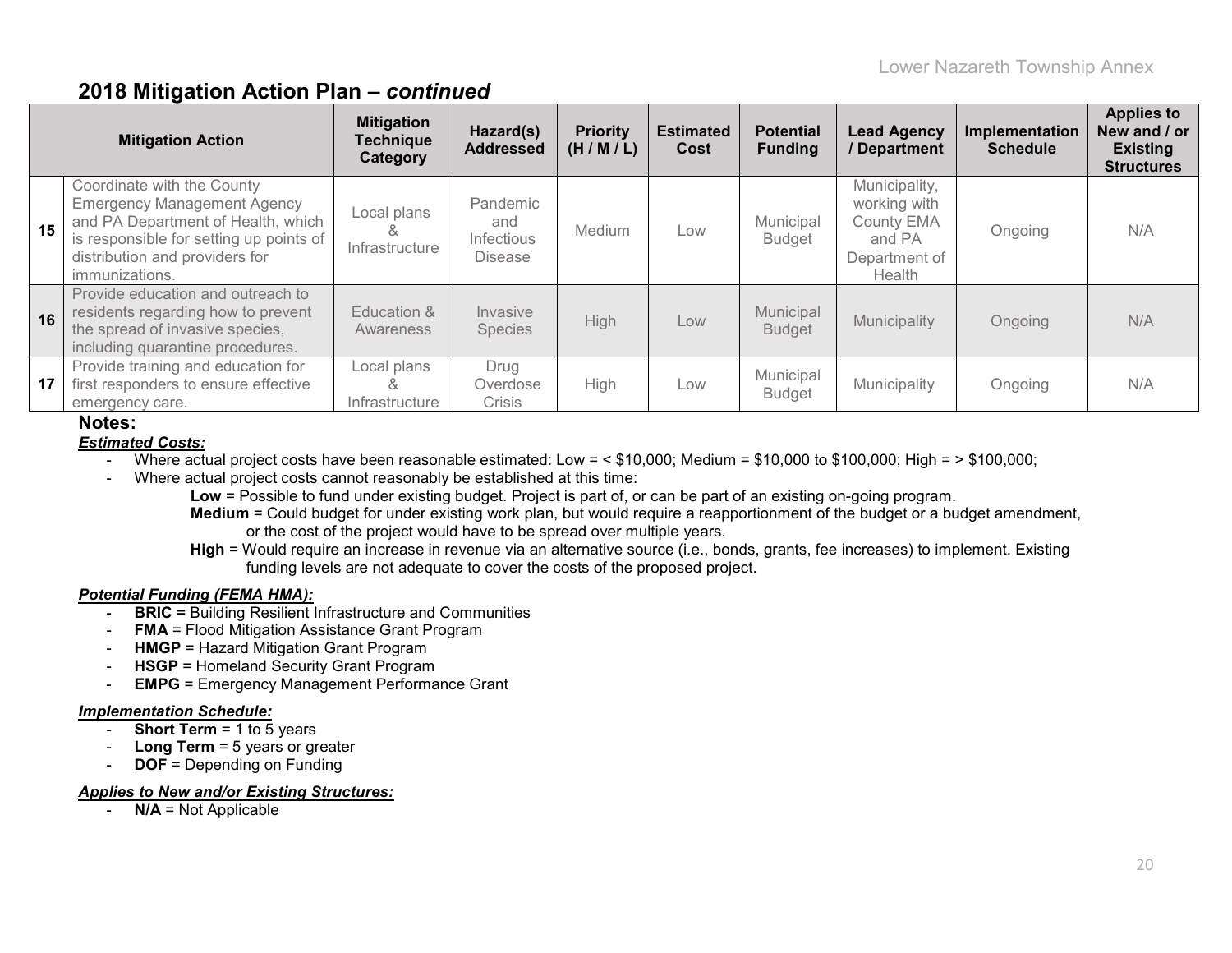## 2018 Mitigation Action Plan – *continued*

| | Mitigation Action | Mitigation Technique Category | Hazard(s) Addressed | Priority (H / M / L) | Estimated Cost | Potential Funding | Lead Agency / Department | Implementation Schedule | Applies to New and / or Existing Structures |
|---|---|---|---|---|---|---|---|---|---|
| 15 | Coordinate with the County Emergency Management Agency and PA Department of Health, which is responsible for setting up points of distribution and providers for immunizations. | Local plans & Infrastructure | Pandemic and Infectious Disease | Medium | Low | Municipal Budget | Municipality, working with County EMA and PA Department of Health | Ongoing | N/A |
| 16 | Provide education and outreach to residents regarding how to prevent the spread of invasive species, including quarantine procedures. | Education & Awareness | Invasive Species | High | Low | Municipal Budget | Municipality | Ongoing | N/A |
| 17 | Provide training and education for first responders to ensure effective emergency care. | Local plans & Infrastructure | Drug Overdose Crisis | High | Low | Municipal Budget | Municipality | Ongoing | N/A |

**Notes:**

***Estimated Costs:***

- Where actual project costs have been reasonable estimated: Low = < $10,000; Medium = $10,000 to $100,000; High = > $100,000;
- Where actual project costs cannot reasonably be established at this time:
  - **Low** = Possible to fund under existing budget. Project is part of, or can be part of an existing on-going program.
  - **Medium** = Could budget for under existing work plan, but would require a reapportionment of the budget or a budget amendment, or the cost of the project would have to be spread over multiple years.
  - **High** = Would require an increase in revenue via an alternative source (i.e., bonds, grants, fee increases) to implement. Existing funding levels are not adequate to cover the costs of the proposed project.

***Potential Funding (FEMA HMA):***

- **BRIC =** Building Resilient Infrastructure and Communities
- **FMA** = Flood Mitigation Assistance Grant Program
- **HMGP** = Hazard Mitigation Grant Program
- **HSGP** = Homeland Security Grant Program
- **EMPG** = Emergency Management Performance Grant

***Implementation Schedule:***

- **Short Term** = 1 to 5 years
- **Long Term** = 5 years or greater
- **DOF** = Depending on Funding

***Applies to New and/or Existing Structures:***

- **N/A** = Not Applicable